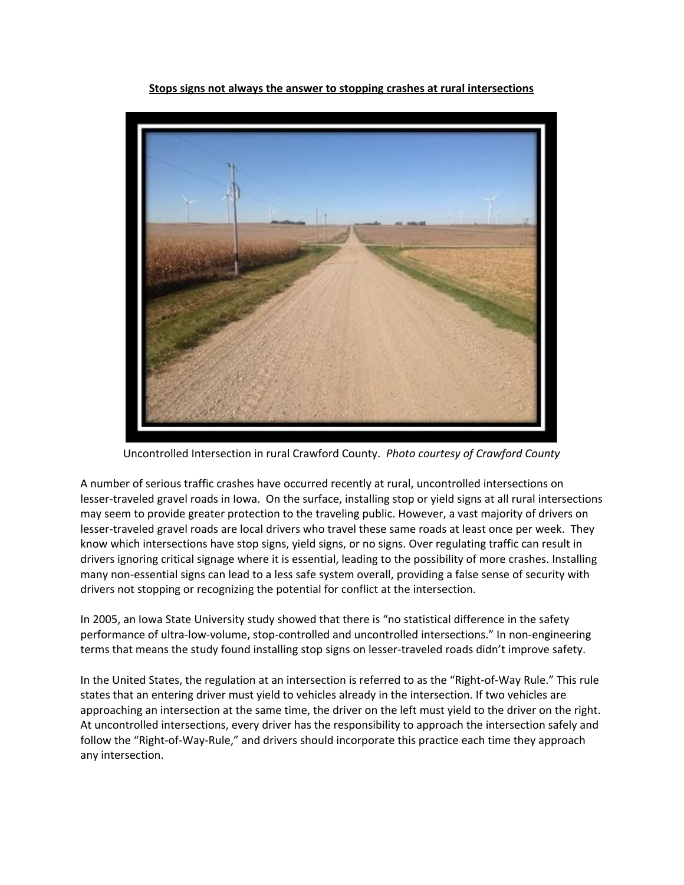**Stops signs not always the answer to stopping crashes at rural intersections**

Uncontrolled Intersection in rural Crawford County. *Photo courtesy of Crawford County*

A number of serious traffic crashes have occurred recently at rural, uncontrolled intersections on lesser-traveled gravel roads in Iowa. On the surface, installing stop or yield signs at all rural intersections may seem to provide greater protection to the traveling public. However, a vast majority of drivers on lesser-traveled gravel roads are local drivers who travel these same roads at least once per week. They know which intersections have stop signs, yield signs, or no signs. Over regulating traffic can result in drivers ignoring critical signage where it is essential, leading to the possibility of more crashes. Installing many non-essential signs can lead to a less safe system overall, providing a false sense of security with drivers not stopping or recognizing the potential for conflict at the intersection.

In 2005, an Iowa State University study showed that there is "no statistical difference in the safety performance of ultra-low-volume, stop-controlled and uncontrolled intersections." In non-engineering terms that means the study found installing stop signs on lesser-traveled roads didn't improve safety.

In the United States, the regulation at an intersection is referred to as the "Right-of-Way Rule." This rule states that an entering driver must yield to vehicles already in the intersection. If two vehicles are approaching an intersection at the same time, the driver on the left must yield to the driver on the right. At uncontrolled intersections, every driver has the responsibility to approach the intersection safely and follow the "Right-of-Way-Rule," and drivers should incorporate this practice each time they approach any intersection.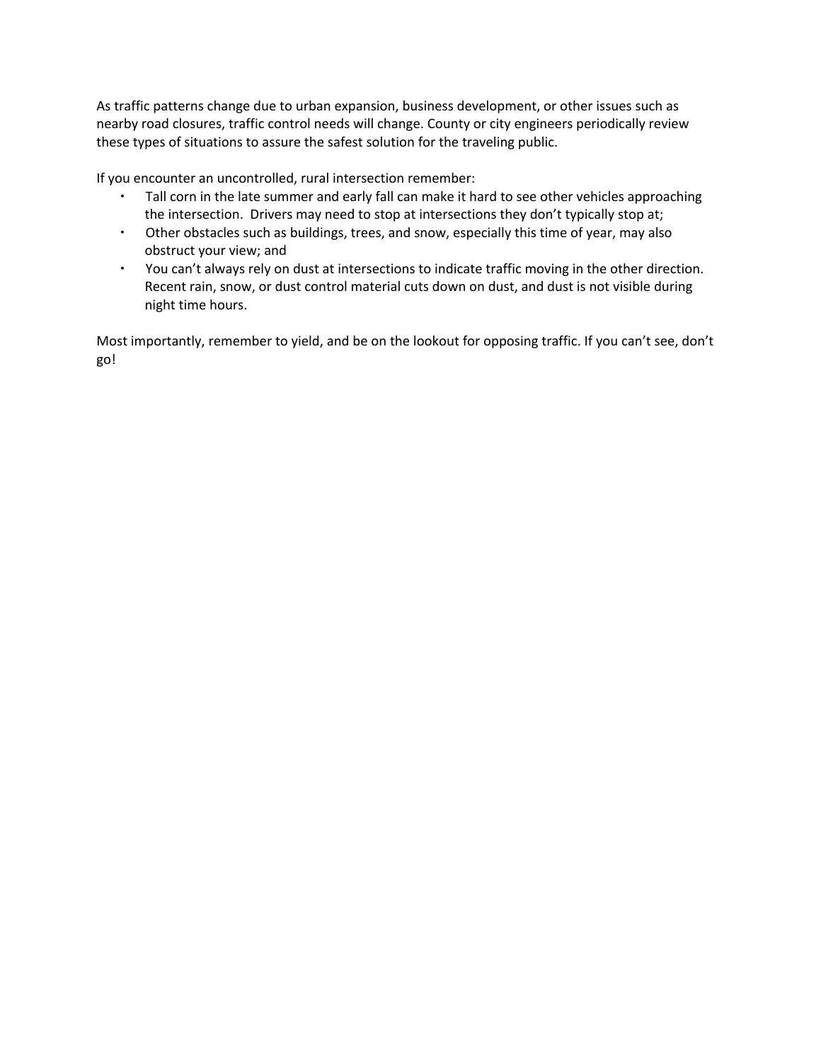As traffic patterns change due to urban expansion, business development, or other issues such as nearby road closures, traffic control needs will change. County or city engineers periodically review these types of situations to assure the safest solution for the traveling public.

If you encounter an uncontrolled, rural intersection remember:

- Tall corn in the late summer and early fall can make it hard to see other vehicles approaching the intersection. Drivers may need to stop at intersections they don't typically stop at;
- Other obstacles such as buildings, trees, and snow, especially this time of year, may also obstruct your view; and
- You can't always rely on dust at intersections to indicate traffic moving in the other direction. Recent rain, snow, or dust control material cuts down on dust, and dust is not visible during night time hours.

Most importantly, remember to yield, and be on the lookout for opposing traffic. If you can't see, don't go!